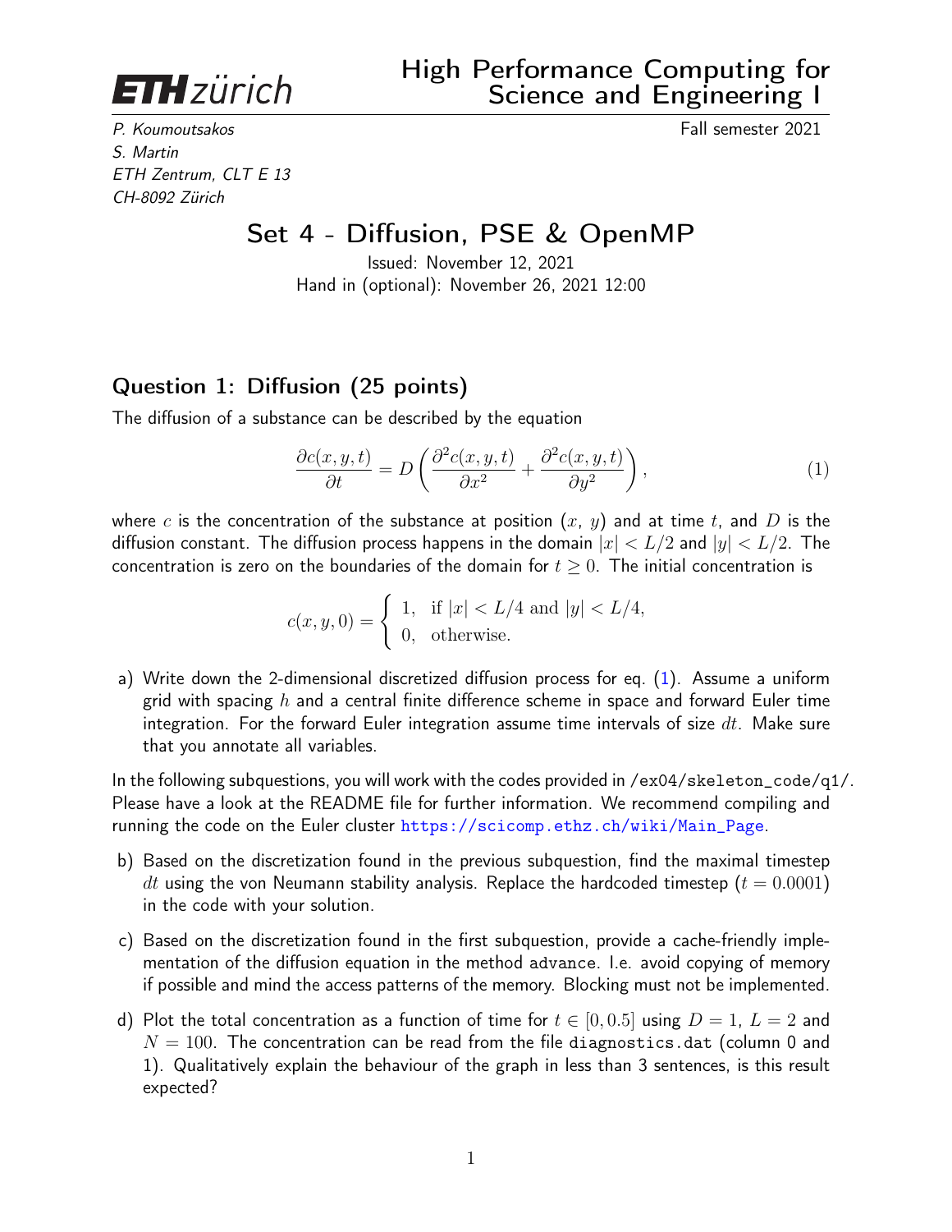**ETH** zürich

# High Performance Computing for Science and Engineering I

*P. Koumoutsakos*
*S. Martin*
*ETH Zentrum, CLT E 13*
*CH-8092 Zürich*

Fall semester 2021

## Set 4 - Diffusion, PSE & OpenMP

Issued: November 12, 2021
Hand in (optional): November 26, 2021 12:00

### Question 1: Diffusion (25 points)

The diffusion of a substance can be described by the equation

$$\frac{\partial c(x,y,t)}{\partial t} = D\left(\frac{\partial^2 c(x,y,t)}{\partial x^2} + \frac{\partial^2 c(x,y,t)}{\partial y^2}\right), \tag{1}$$

where $c$ is the concentration of the substance at position $(x,\, y)$ and at time $t$, and $D$ is the diffusion constant. The diffusion process happens in the domain $|x| < L/2$ and $|y| < L/2$. The concentration is zero on the boundaries of the domain for $t \geq 0$. The initial concentration is

$$c(x,y,0) = \begin{cases} 1, & \text{if } |x| < L/4 \text{ and } |y| < L/4, \\ 0, & \text{otherwise.} \end{cases}$$

a) Write down the 2-dimensional discretized diffusion process for eq. (1). Assume a uniform grid with spacing $h$ and a central finite difference scheme in space and forward Euler time integration. For the forward Euler integration assume time intervals of size $dt$. Make sure that you annotate all variables.

In the following subquestions, you will work with the codes provided in `/ex04/skeleton_code/q1/`. Please have a look at the README file for further information. We recommend compiling and running the code on the Euler cluster https://scicomp.ethz.ch/wiki/Main_Page.

b) Based on the discretization found in the previous subquestion, find the maximal timestep $dt$ using the von Neumann stability analysis. Replace the hardcoded timestep $(t = 0.0001)$ in the code with your solution.

c) Based on the discretization found in the first subquestion, provide a cache-friendly implementation of the diffusion equation in the method `advance`. I.e. avoid copying of memory if possible and mind the access patterns of the memory. Blocking must not be implemented.

d) Plot the total concentration as a function of time for $t \in [0, 0.5]$ using $D = 1$, $L = 2$ and $N = 100$. The concentration can be read from the file `diagnostics.dat` (column 0 and 1). Qualitatively explain the behaviour of the graph in less than 3 sentences, is this result expected?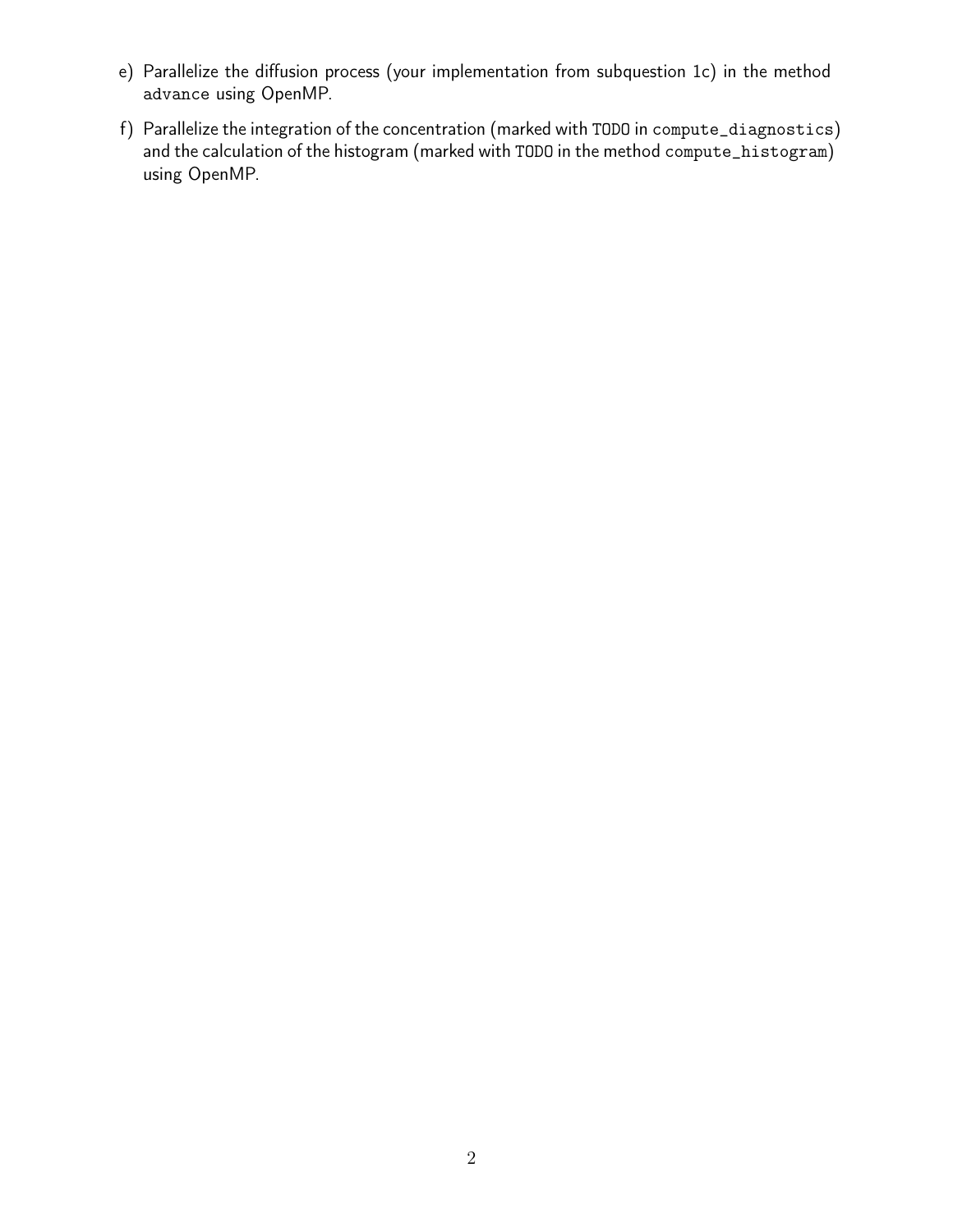e) Parallelize the diffusion process (your implementation from subquestion 1c) in the method `advance` using OpenMP.

f) Parallelize the integration of the concentration (marked with `TODO` in `compute_diagnostics`) and the calculation of the histogram (marked with `TODO` in the method `compute_histogram`) using OpenMP.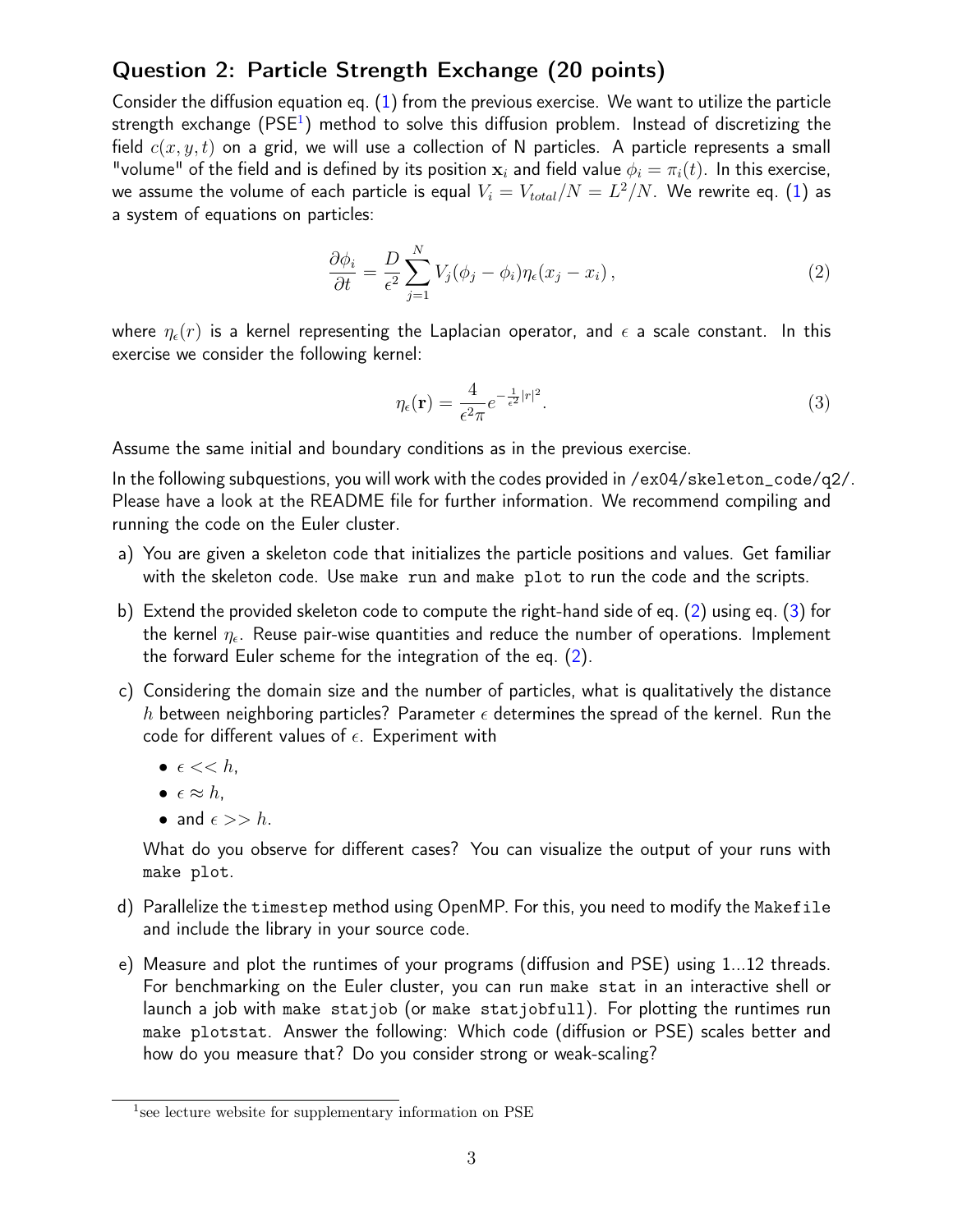## Question 2: Particle Strength Exchange (20 points)

Consider the diffusion equation eq. (1) from the previous exercise. We want to utilize the particle strength exchange (PSE[1]) method to solve this diffusion problem. Instead of discretizing the field $c(x, y, t)$ on a grid, we will use a collection of N particles. A particle represents a small "volume" of the field and is defined by its position $\mathbf{x}_i$ and field value $\phi_i = \pi_i(t)$. In this exercise, we assume the volume of each particle is equal $V_i = V_{total}/N = L^2/N$. We rewrite eq. (1) as a system of equations on particles:

$$\frac{\partial \phi_i}{\partial t} = \frac{D}{\epsilon^2} \sum_{j=1}^{N} V_j (\phi_j - \phi_i) \eta_\epsilon (x_j - x_i)\,, \tag{2}$$

where $\eta_\epsilon(r)$ is a kernel representing the Laplacian operator, and $\epsilon$ a scale constant. In this exercise we consider the following kernel:

$$\eta_\epsilon(\mathbf{r}) = \frac{4}{\epsilon^2 \pi} e^{-\frac{1}{\epsilon^2}|r|^2}. \tag{3}$$

Assume the same initial and boundary conditions as in the previous exercise.

In the following subquestions, you will work with the codes provided in /ex04/skeleton_code/q2/. Please have a look at the README file for further information. We recommend compiling and running the code on the Euler cluster.

a) You are given a skeleton code that initializes the particle positions and values. Get familiar with the skeleton code. Use `make run` and `make plot` to run the code and the scripts.

b) Extend the provided skeleton code to compute the right-hand side of eq. (2) using eq. (3) for the kernel $\eta_\epsilon$. Reuse pair-wise quantities and reduce the number of operations. Implement the forward Euler scheme for the integration of the eq. (2).

c) Considering the domain size and the number of particles, what is qualitatively the distance $h$ between neighboring particles? Parameter $\epsilon$ determines the spread of the kernel. Run the code for different values of $\epsilon$. Experiment with

   - $\epsilon << h$,
   - $\epsilon \approx h$,
   - and $\epsilon >> h$.

   What do you observe for different cases? You can visualize the output of your runs with `make plot`.

d) Parallelize the `timestep` method using OpenMP. For this, you need to modify the `Makefile` and include the library in your source code.

e) Measure and plot the runtimes of your programs (diffusion and PSE) using 1...12 threads. For benchmarking on the Euler cluster, you can run `make stat` in an interactive shell or launch a job with `make statjob` (or `make statjobfull`). For plotting the runtimes run `make plotstat`. Answer the following: Which code (diffusion or PSE) scales better and how do you measure that? Do you consider strong or weak-scaling?

[1] see lecture website for supplementary information on PSE